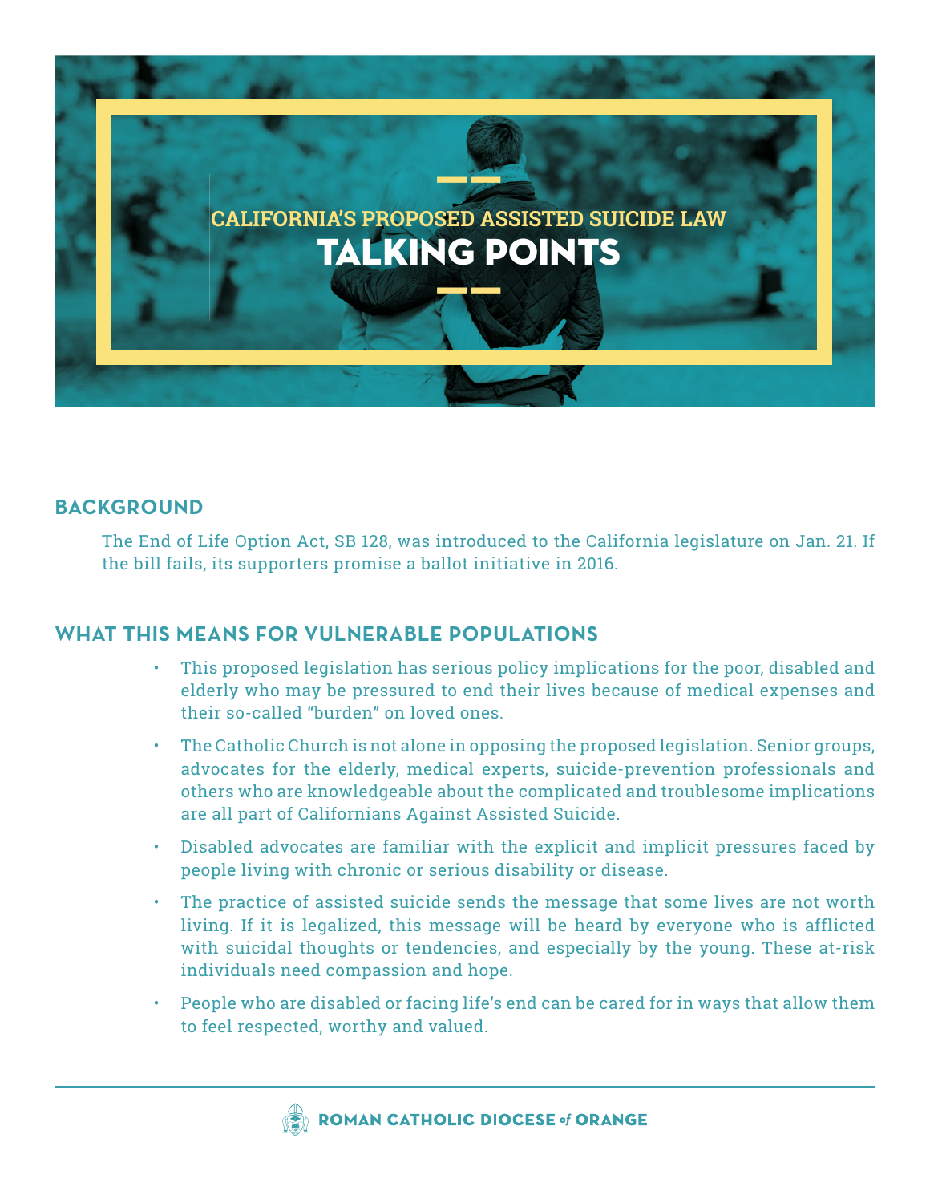## CALIFORNIA'S PROPOSED ASSISTED SUICIDE LAW

# TALKING POINTS

## BACKGROUND

The End of Life Option Act, SB 128, was introduced to the California legislature on Jan. 21. If the bill fails, its supporters promise a ballot initiative in 2016.

## WHAT THIS MEANS FOR VULNERABLE POPULATIONS

- This proposed legislation has serious policy implications for the poor, disabled and elderly who may be pressured to end their lives because of medical expenses and their so-called "burden" on loved ones.
- The Catholic Church is not alone in opposing the proposed legislation. Senior groups, advocates for the elderly, medical experts, suicide-prevention professionals and others who are knowledgeable about the complicated and troublesome implications are all part of Californians Against Assisted Suicide.
- Disabled advocates are familiar with the explicit and implicit pressures faced by people living with chronic or serious disability or disease.
- The practice of assisted suicide sends the message that some lives are not worth living. If it is legalized, this message will be heard by everyone who is afflicted with suicidal thoughts or tendencies, and especially by the young. These at-risk individuals need compassion and hope.
- People who are disabled or facing life's end can be cared for in ways that allow them to feel respected, worthy and valued.

ROMAN CATHOLIC DIOCESE *of* ORANGE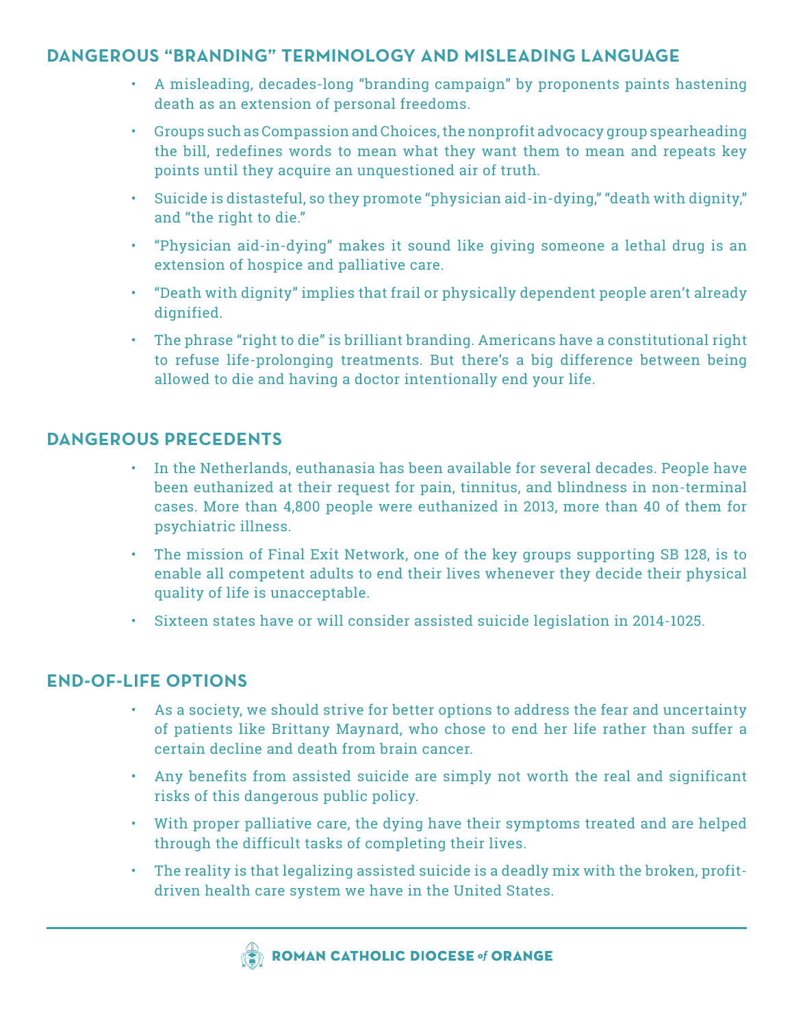## DANGEROUS "BRANDING" TERMINOLOGY AND MISLEADING LANGUAGE

- A misleading, decades-long "branding campaign" by proponents paints hastening death as an extension of personal freedoms.
- Groups such as Compassion and Choices, the nonprofit advocacy group spearheading the bill, redefines words to mean what they want them to mean and repeats key points until they acquire an unquestioned air of truth.
- Suicide is distasteful, so they promote "physician aid-in-dying," "death with dignity," and "the right to die."
- "Physician aid-in-dying" makes it sound like giving someone a lethal drug is an extension of hospice and palliative care.
- "Death with dignity" implies that frail or physically dependent people aren't already dignified.
- The phrase "right to die" is brilliant branding. Americans have a constitutional right to refuse life-prolonging treatments. But there's a big difference between being allowed to die and having a doctor intentionally end your life.

## DANGEROUS PRECEDENTS

- In the Netherlands, euthanasia has been available for several decades. People have been euthanized at their request for pain, tinnitus, and blindness in non-terminal cases. More than 4,800 people were euthanized in 2013, more than 40 of them for psychiatric illness.
- The mission of Final Exit Network, one of the key groups supporting SB 128, is to enable all competent adults to end their lives whenever they decide their physical quality of life is unacceptable.
- Sixteen states have or will consider assisted suicide legislation in 2014-1025.

## END-OF-LIFE OPTIONS

- As a society, we should strive for better options to address the fear and uncertainty of patients like Brittany Maynard, who chose to end her life rather than suffer a certain decline and death from brain cancer.
- Any benefits from assisted suicide are simply not worth the real and significant risks of this dangerous public policy.
- With proper palliative care, the dying have their symptoms treated and are helped through the difficult tasks of completing their lives.
- The reality is that legalizing assisted suicide is a deadly mix with the broken, profit-driven health care system we have in the United States.

ROMAN CATHOLIC DIOCESE *of* ORANGE